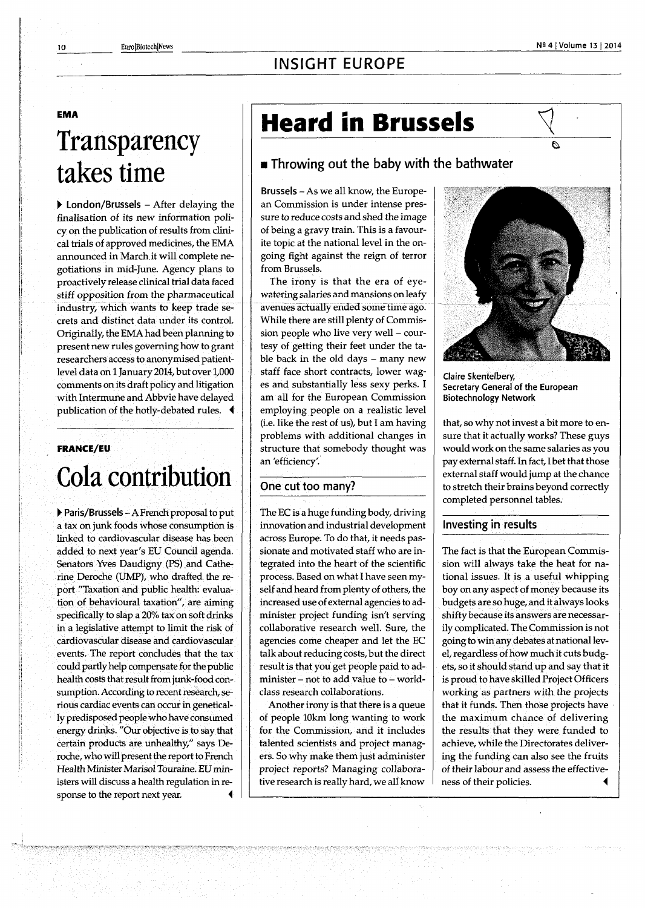# INSIGHT EUROPE

**EMA**

## Transparency takes time

▶ **London/Brussels** – After delaying the finalisation of its new information policy on the publication of results from clinical trials of approved medicines, the EMA announced in March it will complete negotiations in mid-June. Agency plans to proactively release clinical trial data faced stiff opposition from the pharmaceutical industry, which wants to keep trade secrets and distinct data under its control. Originally, the EMA had been planning to present new rules governing how to grant researchers access to anonymised patient-level data on 1 January 2014, but over 1,000 comments on its draft policy and litigation with Intermune and Abbvie have delayed publication of the hotly-debated rules. ◀

**FRANCE/EU**

## Cola contribution

▶ **Paris/Brussels** – A French proposal to put a tax on junk foods whose consumption is linked to cardiovascular disease has been added to next year's EU Council agenda. Senators Yves Daudigny (PS) and Catherine Deroche (UMP), who drafted the report "Taxation and public health: evaluation of behavioural taxation", are aiming specifically to slap a 20% tax on soft drinks in a legislative attempt to limit the risk of cardiovascular disease and cardiovascular events. The report concludes that the tax could partly help compensate for the public health costs that result from junk-food consumption. According to recent research, serious cardiac events can occur in genetically predisposed people who have consumed energy drinks. "Our objective is to say that certain products are unhealthy," says Deroche, who will present the report to French Health Minister Marisol Touraine. EU ministers will discuss a health regulation in response to the report next year. ◀

# Heard in Brussels

### ■ Throwing out the baby with the bathwater

**Brussels** – As we all know, the European Commission is under intense pressure to reduce costs and shed the image of being a gravy train. This is a favourite topic at the national level in the ongoing fight against the reign of terror from Brussels.

The irony is that the era of eye-watering salaries and mansions on leafy avenues actually ended some time ago. While there are still plenty of Commission people who live very well – courtesy of getting their feet under the table back in the old days – many new staff face short contracts, lower wages and substantially less sexy perks. I am all for the European Commission employing people on a realistic level (i.e. like the rest of us), but I am having problems with additional changes in structure that somebody thought was an 'efficiency'.

**Claire Skentelbery, Secretary General of the European Biotechnology Network**

### One cut too many?

The EC is a huge funding body, driving innovation and industrial development across Europe. To do that, it needs passionate and motivated staff who are integrated into the heart of the scientific process. Based on what I have seen myself and heard from plenty of others, the increased use of external agencies to administer project funding isn't serving collaborative research well. Sure, the agencies come cheaper and let the EC talk about reducing costs, but the direct result is that you get people paid to administer – not to add value to – world-class research collaborations.

Another irony is that there is a queue of people 10km long wanting to work for the Commission, and it includes talented scientists and project managers. So why make them just administer project reports? Managing collaborative research is really hard, we all know that, so why not invest a bit more to ensure that it actually works? These guys would work on the same salaries as you pay external staff. In fact, I bet that those external staff would jump at the chance to stretch their brains beyond correctly completed personnel tables.

### Investing in results

The fact is that the European Commission will always take the heat for national issues. It is a useful whipping boy on any aspect of money because its budgets are so huge, and it always looks shifty because its answers are necessarily complicated. The Commission is not going to win any debates at national level, regardless of how much it cuts budgets, so it should stand up and say that it is proud to have skilled Project Officers working as partners with the projects that it funds. Then those projects have the maximum chance of delivering the results that they were funded to achieve, while the Directorates delivering the funding can also see the fruits of their labour and assess the effectiveness of their policies. ◀